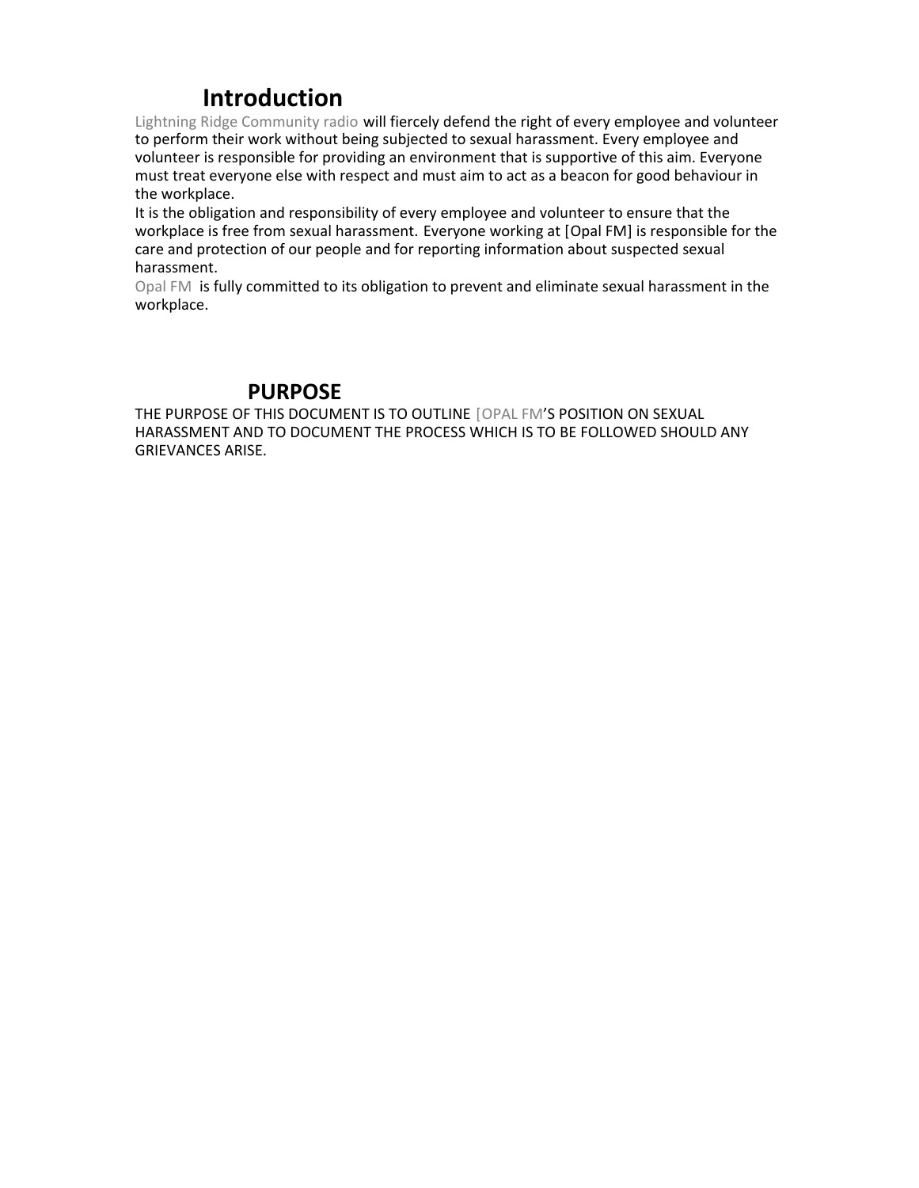## Introduction

Lightning Ridge Community radio will fiercely defend the right of every employee and volunteer to perform their work without being subjected to sexual harassment. Every employee and volunteer is responsible for providing an environment that is supportive of this aim. Everyone must treat everyone else with respect and must aim to act as a beacon for good behaviour in the workplace.

It is the obligation and responsibility of every employee and volunteer to ensure that the workplace is free from sexual harassment. Everyone working at [Opal FM] is responsible for the care and protection of our people and for reporting information about suspected sexual harassment.

Opal FM is fully committed to its obligation to prevent and eliminate sexual harassment in the workplace.

## PURPOSE

THE PURPOSE OF THIS DOCUMENT IS TO OUTLINE [OPAL FM'S POSITION ON SEXUAL HARASSMENT AND TO DOCUMENT THE PROCESS WHICH IS TO BE FOLLOWED SHOULD ANY GRIEVANCES ARISE.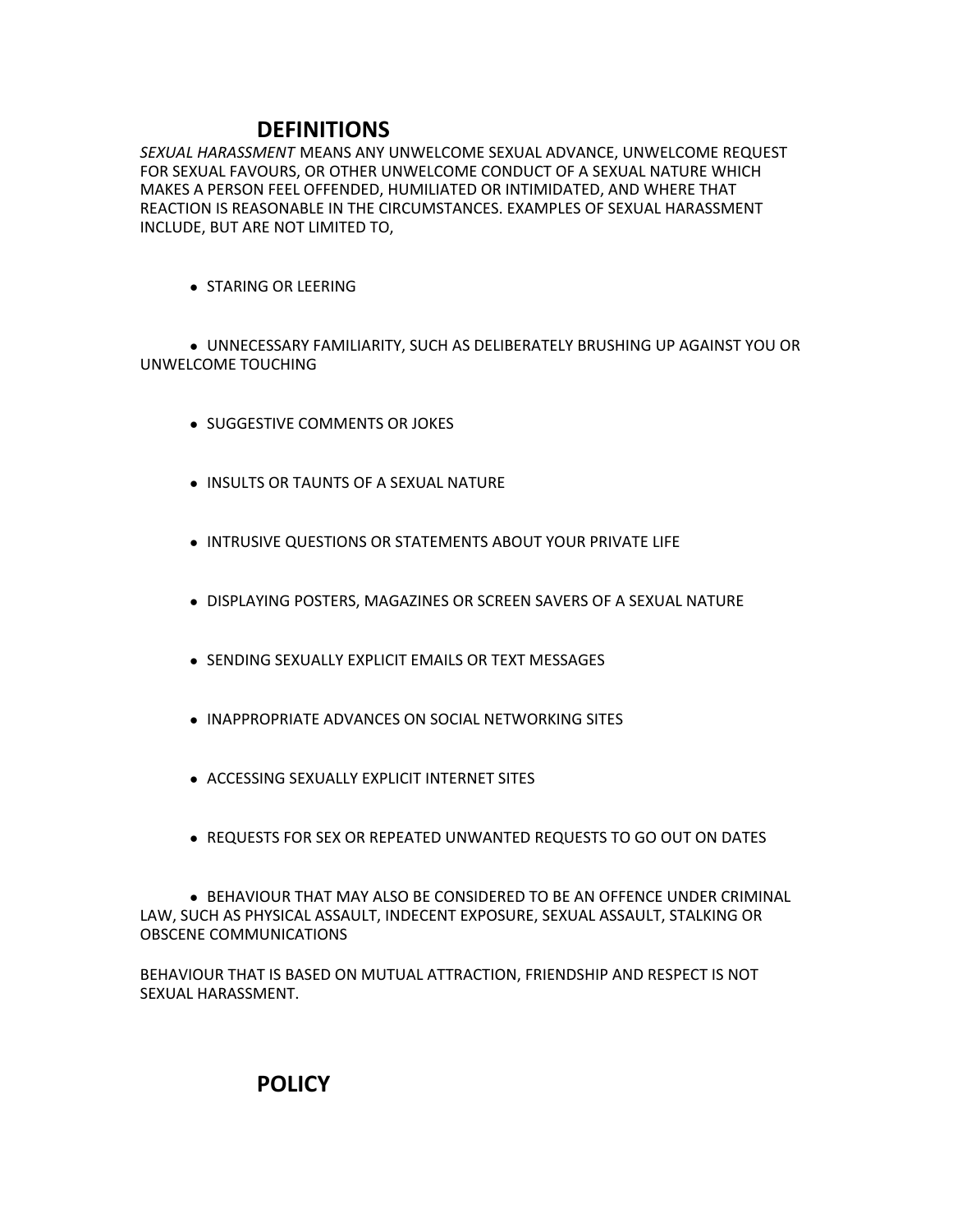## DEFINITIONS

*SEXUAL HARASSMENT* MEANS ANY UNWELCOME SEXUAL ADVANCE, UNWELCOME REQUEST FOR SEXUAL FAVOURS, OR OTHER UNWELCOME CONDUCT OF A SEXUAL NATURE WHICH MAKES A PERSON FEEL OFFENDED, HUMILIATED OR INTIMIDATED, AND WHERE THAT REACTION IS REASONABLE IN THE CIRCUMSTANCES. EXAMPLES OF SEXUAL HARASSMENT INCLUDE, BUT ARE NOT LIMITED TO,

- STARING OR LEERING
- UNNECESSARY FAMILIARITY, SUCH AS DELIBERATELY BRUSHING UP AGAINST YOU OR UNWELCOME TOUCHING
- SUGGESTIVE COMMENTS OR JOKES
- INSULTS OR TAUNTS OF A SEXUAL NATURE
- INTRUSIVE QUESTIONS OR STATEMENTS ABOUT YOUR PRIVATE LIFE
- DISPLAYING POSTERS, MAGAZINES OR SCREEN SAVERS OF A SEXUAL NATURE
- SENDING SEXUALLY EXPLICIT EMAILS OR TEXT MESSAGES
- INAPPROPRIATE ADVANCES ON SOCIAL NETWORKING SITES
- ACCESSING SEXUALLY EXPLICIT INTERNET SITES
- REQUESTS FOR SEX OR REPEATED UNWANTED REQUESTS TO GO OUT ON DATES
- BEHAVIOUR THAT MAY ALSO BE CONSIDERED TO BE AN OFFENCE UNDER CRIMINAL LAW, SUCH AS PHYSICAL ASSAULT, INDECENT EXPOSURE, SEXUAL ASSAULT, STALKING OR OBSCENE COMMUNICATIONS

BEHAVIOUR THAT IS BASED ON MUTUAL ATTRACTION, FRIENDSHIP AND RESPECT IS NOT SEXUAL HARASSMENT.

## POLICY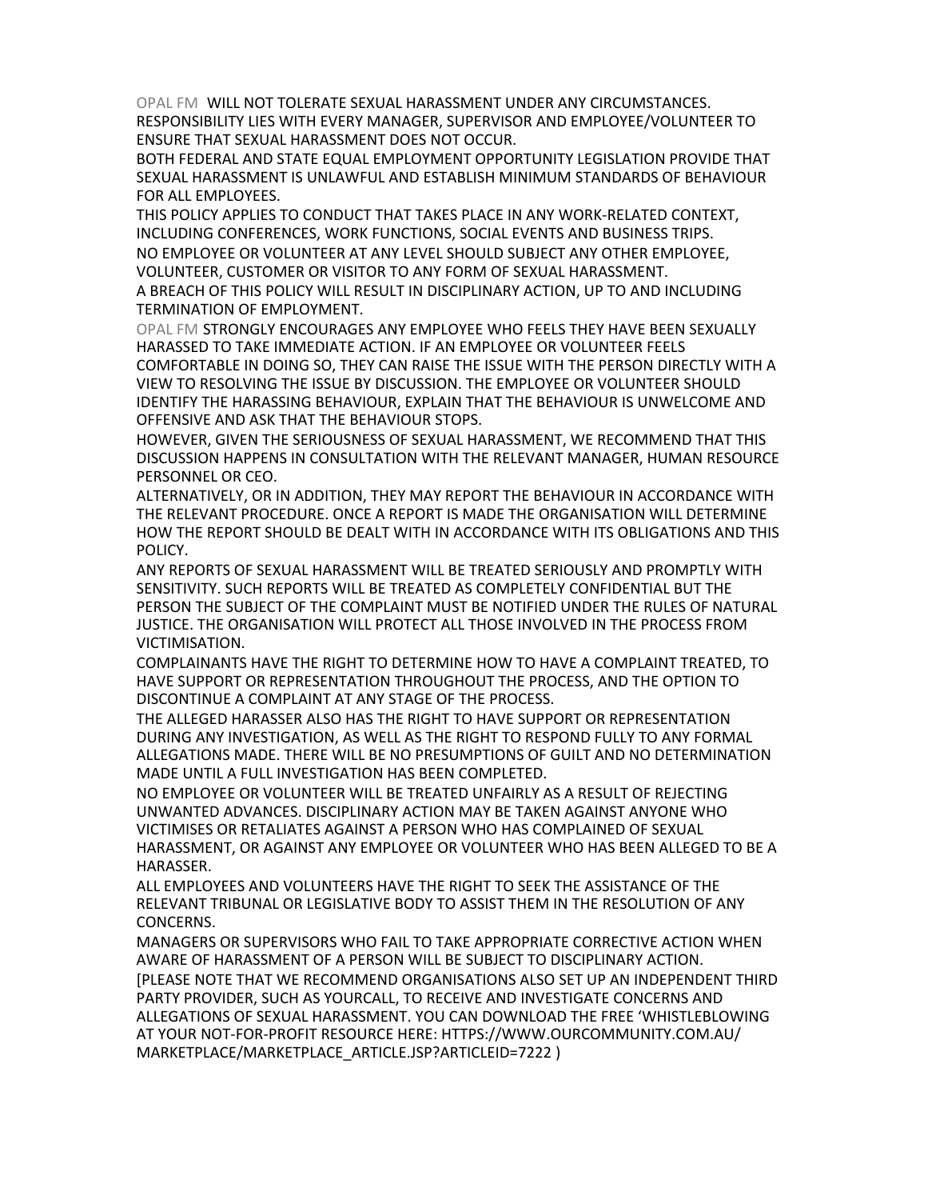OPAL FM WILL NOT TOLERATE SEXUAL HARASSMENT UNDER ANY CIRCUMSTANCES. RESPONSIBILITY LIES WITH EVERY MANAGER, SUPERVISOR AND EMPLOYEE/VOLUNTEER TO ENSURE THAT SEXUAL HARASSMENT DOES NOT OCCUR.

BOTH FEDERAL AND STATE EQUAL EMPLOYMENT OPPORTUNITY LEGISLATION PROVIDE THAT SEXUAL HARASSMENT IS UNLAWFUL AND ESTABLISH MINIMUM STANDARDS OF BEHAVIOUR FOR ALL EMPLOYEES.

THIS POLICY APPLIES TO CONDUCT THAT TAKES PLACE IN ANY WORK-RELATED CONTEXT, INCLUDING CONFERENCES, WORK FUNCTIONS, SOCIAL EVENTS AND BUSINESS TRIPS.

NO EMPLOYEE OR VOLUNTEER AT ANY LEVEL SHOULD SUBJECT ANY OTHER EMPLOYEE, VOLUNTEER, CUSTOMER OR VISITOR TO ANY FORM OF SEXUAL HARASSMENT.

A BREACH OF THIS POLICY WILL RESULT IN DISCIPLINARY ACTION, UP TO AND INCLUDING TERMINATION OF EMPLOYMENT.

OPAL FM STRONGLY ENCOURAGES ANY EMPLOYEE WHO FEELS THEY HAVE BEEN SEXUALLY HARASSED TO TAKE IMMEDIATE ACTION. IF AN EMPLOYEE OR VOLUNTEER FEELS COMFORTABLE IN DOING SO, THEY CAN RAISE THE ISSUE WITH THE PERSON DIRECTLY WITH A VIEW TO RESOLVING THE ISSUE BY DISCUSSION. THE EMPLOYEE OR VOLUNTEER SHOULD IDENTIFY THE HARASSING BEHAVIOUR, EXPLAIN THAT THE BEHAVIOUR IS UNWELCOME AND OFFENSIVE AND ASK THAT THE BEHAVIOUR STOPS.

HOWEVER, GIVEN THE SERIOUSNESS OF SEXUAL HARASSMENT, WE RECOMMEND THAT THIS DISCUSSION HAPPENS IN CONSULTATION WITH THE RELEVANT MANAGER, HUMAN RESOURCE PERSONNEL OR CEO.

ALTERNATIVELY, OR IN ADDITION, THEY MAY REPORT THE BEHAVIOUR IN ACCORDANCE WITH THE RELEVANT PROCEDURE. ONCE A REPORT IS MADE THE ORGANISATION WILL DETERMINE HOW THE REPORT SHOULD BE DEALT WITH IN ACCORDANCE WITH ITS OBLIGATIONS AND THIS POLICY.

ANY REPORTS OF SEXUAL HARASSMENT WILL BE TREATED SERIOUSLY AND PROMPTLY WITH SENSITIVITY. SUCH REPORTS WILL BE TREATED AS COMPLETELY CONFIDENTIAL BUT THE PERSON THE SUBJECT OF THE COMPLAINT MUST BE NOTIFIED UNDER THE RULES OF NATURAL JUSTICE. THE ORGANISATION WILL PROTECT ALL THOSE INVOLVED IN THE PROCESS FROM VICTIMISATION.

COMPLAINANTS HAVE THE RIGHT TO DETERMINE HOW TO HAVE A COMPLAINT TREATED, TO HAVE SUPPORT OR REPRESENTATION THROUGHOUT THE PROCESS, AND THE OPTION TO DISCONTINUE A COMPLAINT AT ANY STAGE OF THE PROCESS.

THE ALLEGED HARASSER ALSO HAS THE RIGHT TO HAVE SUPPORT OR REPRESENTATION DURING ANY INVESTIGATION, AS WELL AS THE RIGHT TO RESPOND FULLY TO ANY FORMAL ALLEGATIONS MADE. THERE WILL BE NO PRESUMPTIONS OF GUILT AND NO DETERMINATION MADE UNTIL A FULL INVESTIGATION HAS BEEN COMPLETED.

NO EMPLOYEE OR VOLUNTEER WILL BE TREATED UNFAIRLY AS A RESULT OF REJECTING UNWANTED ADVANCES. DISCIPLINARY ACTION MAY BE TAKEN AGAINST ANYONE WHO VICTIMISES OR RETALIATES AGAINST A PERSON WHO HAS COMPLAINED OF SEXUAL HARASSMENT, OR AGAINST ANY EMPLOYEE OR VOLUNTEER WHO HAS BEEN ALLEGED TO BE A HARASSER.

ALL EMPLOYEES AND VOLUNTEERS HAVE THE RIGHT TO SEEK THE ASSISTANCE OF THE RELEVANT TRIBUNAL OR LEGISLATIVE BODY TO ASSIST THEM IN THE RESOLUTION OF ANY CONCERNS.

MANAGERS OR SUPERVISORS WHO FAIL TO TAKE APPROPRIATE CORRECTIVE ACTION WHEN AWARE OF HARASSMENT OF A PERSON WILL BE SUBJECT TO DISCIPLINARY ACTION.

[PLEASE NOTE THAT WE RECOMMEND ORGANISATIONS ALSO SET UP AN INDEPENDENT THIRD PARTY PROVIDER, SUCH AS YOURCALL, TO RECEIVE AND INVESTIGATE CONCERNS AND ALLEGATIONS OF SEXUAL HARASSMENT. YOU CAN DOWNLOAD THE FREE 'WHISTLEBLOWING AT YOUR NOT-FOR-PROFIT RESOURCE HERE: HTTPS://WWW.OURCOMMUNITY.COM.AU/MARKETPLACE/MARKETPLACE_ARTICLE.JSP?ARTICLEID=7222 )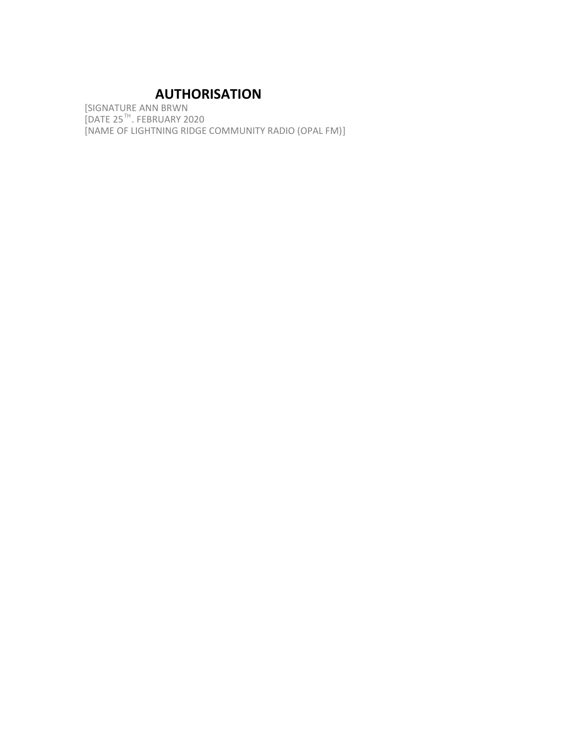# AUTHORISATION

[SIGNATURE ANN BRWN
[DATE 25TH. FEBRUARY 2020
[NAME OF LIGHTNING RIDGE COMMUNITY RADIO (OPAL FM)]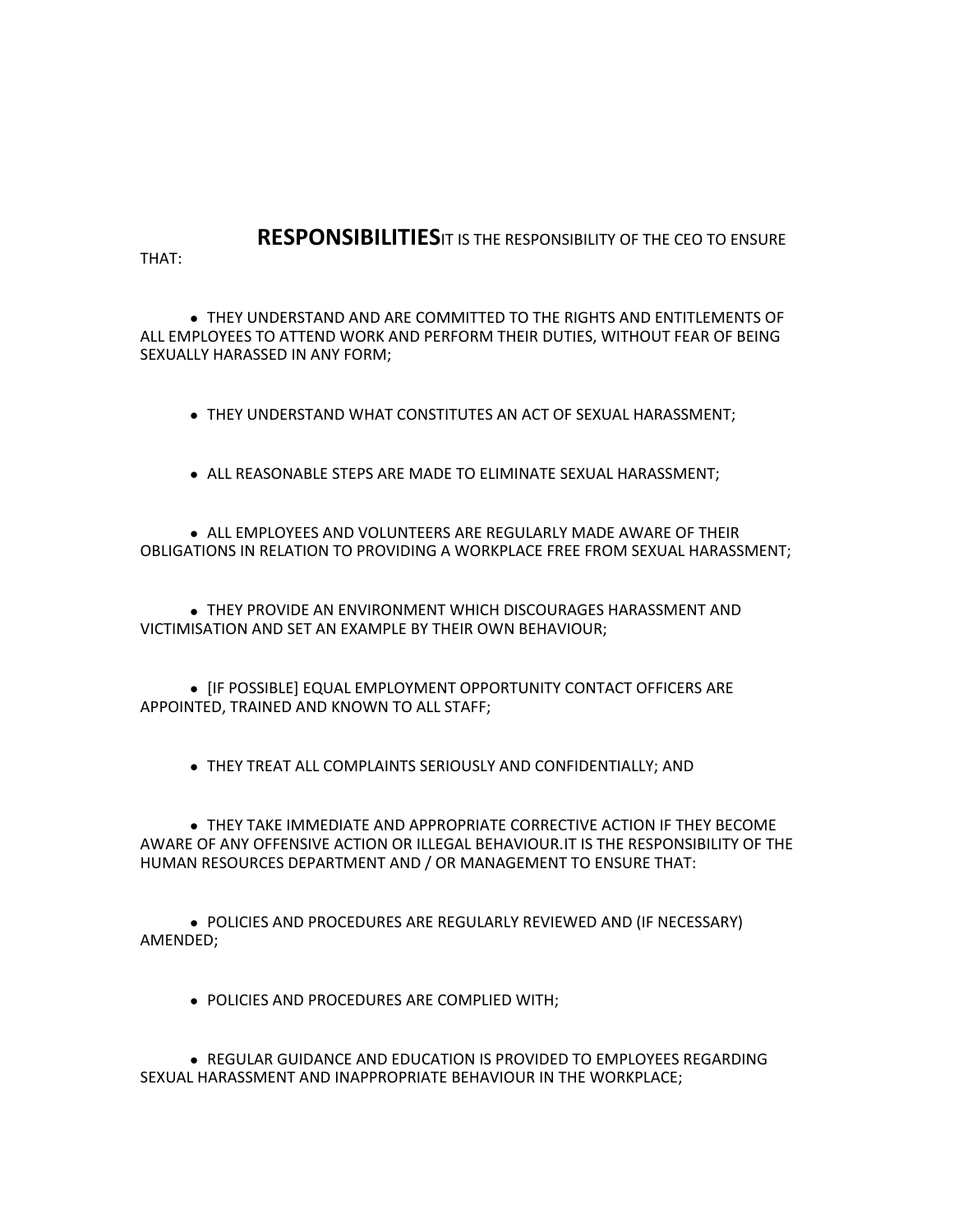## RESPONSIBILITIES

IT IS THE RESPONSIBILITY OF THE CEO TO ENSURE THAT:

- THEY UNDERSTAND AND ARE COMMITTED TO THE RIGHTS AND ENTITLEMENTS OF ALL EMPLOYEES TO ATTEND WORK AND PERFORM THEIR DUTIES, WITHOUT FEAR OF BEING SEXUALLY HARASSED IN ANY FORM;
- THEY UNDERSTAND WHAT CONSTITUTES AN ACT OF SEXUAL HARASSMENT;
- ALL REASONABLE STEPS ARE MADE TO ELIMINATE SEXUAL HARASSMENT;
- ALL EMPLOYEES AND VOLUNTEERS ARE REGULARLY MADE AWARE OF THEIR OBLIGATIONS IN RELATION TO PROVIDING A WORKPLACE FREE FROM SEXUAL HARASSMENT;
- THEY PROVIDE AN ENVIRONMENT WHICH DISCOURAGES HARASSMENT AND VICTIMISATION AND SET AN EXAMPLE BY THEIR OWN BEHAVIOUR;
- [IF POSSIBLE] EQUAL EMPLOYMENT OPPORTUNITY CONTACT OFFICERS ARE APPOINTED, TRAINED AND KNOWN TO ALL STAFF;
- THEY TREAT ALL COMPLAINTS SERIOUSLY AND CONFIDENTIALLY; AND
- THEY TAKE IMMEDIATE AND APPROPRIATE CORRECTIVE ACTION IF THEY BECOME AWARE OF ANY OFFENSIVE ACTION OR ILLEGAL BEHAVIOUR.

IT IS THE RESPONSIBILITY OF THE HUMAN RESOURCES DEPARTMENT AND / OR MANAGEMENT TO ENSURE THAT:

- POLICIES AND PROCEDURES ARE REGULARLY REVIEWED AND (IF NECESSARY) AMENDED;
- POLICIES AND PROCEDURES ARE COMPLIED WITH;
- REGULAR GUIDANCE AND EDUCATION IS PROVIDED TO EMPLOYEES REGARDING SEXUAL HARASSMENT AND INAPPROPRIATE BEHAVIOUR IN THE WORKPLACE;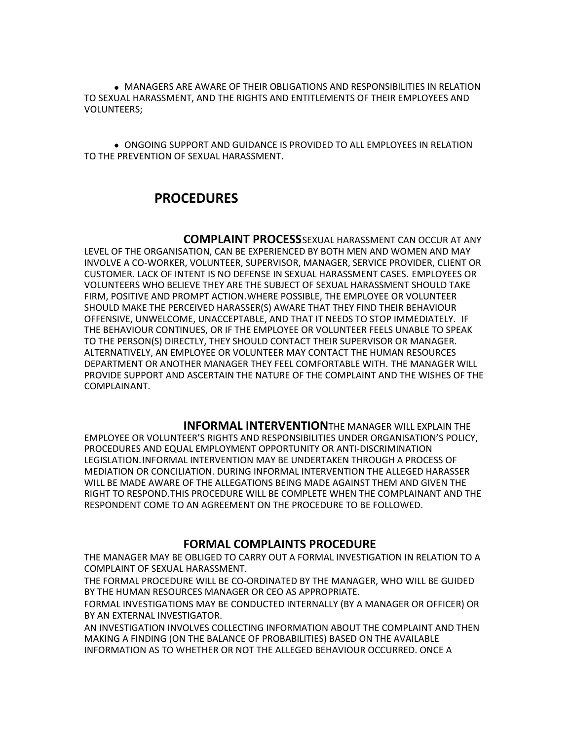- MANAGERS ARE AWARE OF THEIR OBLIGATIONS AND RESPONSIBILITIES IN RELATION TO SEXUAL HARASSMENT, AND THE RIGHTS AND ENTITLEMENTS OF THEIR EMPLOYEES AND VOLUNTEERS;

- ONGOING SUPPORT AND GUIDANCE IS PROVIDED TO ALL EMPLOYEES IN RELATION TO THE PREVENTION OF SEXUAL HARASSMENT.

## PROCEDURES

**COMPLAINT PROCESS** SEXUAL HARASSMENT CAN OCCUR AT ANY LEVEL OF THE ORGANISATION, CAN BE EXPERIENCED BY BOTH MEN AND WOMEN AND MAY INVOLVE A CO-WORKER, VOLUNTEER, SUPERVISOR, MANAGER, SERVICE PROVIDER, CLIENT OR CUSTOMER. LACK OF INTENT IS NO DEFENSE IN SEXUAL HARASSMENT CASES. EMPLOYEES OR VOLUNTEERS WHO BELIEVE THEY ARE THE SUBJECT OF SEXUAL HARASSMENT SHOULD TAKE FIRM, POSITIVE AND PROMPT ACTION. WHERE POSSIBLE, THE EMPLOYEE OR VOLUNTEER SHOULD MAKE THE PERCEIVED HARASSER(S) AWARE THAT THEY FIND THEIR BEHAVIOUR OFFENSIVE, UNWELCOME, UNACCEPTABLE, AND THAT IT NEEDS TO STOP IMMEDIATELY. IF THE BEHAVIOUR CONTINUES, OR IF THE EMPLOYEE OR VOLUNTEER FEELS UNABLE TO SPEAK TO THE PERSON(S) DIRECTLY, THEY SHOULD CONTACT THEIR SUPERVISOR OR MANAGER. ALTERNATIVELY, AN EMPLOYEE OR VOLUNTEER MAY CONTACT THE HUMAN RESOURCES DEPARTMENT OR ANOTHER MANAGER THEY FEEL COMFORTABLE WITH. THE MANAGER WILL PROVIDE SUPPORT AND ASCERTAIN THE NATURE OF THE COMPLAINT AND THE WISHES OF THE COMPLAINANT.

**INFORMAL INTERVENTION** THE MANAGER WILL EXPLAIN THE EMPLOYEE OR VOLUNTEER'S RIGHTS AND RESPONSIBILITIES UNDER ORGANISATION'S POLICY, PROCEDURES AND EQUAL EMPLOYMENT OPPORTUNITY OR ANTI-DISCRIMINATION LEGISLATION. INFORMAL INTERVENTION MAY BE UNDERTAKEN THROUGH A PROCESS OF MEDIATION OR CONCILIATION. DURING INFORMAL INTERVENTION THE ALLEGED HARASSER WILL BE MADE AWARE OF THE ALLEGATIONS BEING MADE AGAINST THEM AND GIVEN THE RIGHT TO RESPOND. THIS PROCEDURE WILL BE COMPLETE WHEN THE COMPLAINANT AND THE RESPONDENT COME TO AN AGREEMENT ON THE PROCEDURE TO BE FOLLOWED.

### FORMAL COMPLAINTS PROCEDURE

THE MANAGER MAY BE OBLIGED TO CARRY OUT A FORMAL INVESTIGATION IN RELATION TO A COMPLAINT OF SEXUAL HARASSMENT.

THE FORMAL PROCEDURE WILL BE CO-ORDINATED BY THE MANAGER, WHO WILL BE GUIDED BY THE HUMAN RESOURCES MANAGER OR CEO AS APPROPRIATE.

FORMAL INVESTIGATIONS MAY BE CONDUCTED INTERNALLY (BY A MANAGER OR OFFICER) OR BY AN EXTERNAL INVESTIGATOR.

AN INVESTIGATION INVOLVES COLLECTING INFORMATION ABOUT THE COMPLAINT AND THEN MAKING A FINDING (ON THE BALANCE OF PROBABILITIES) BASED ON THE AVAILABLE INFORMATION AS TO WHETHER OR NOT THE ALLEGED BEHAVIOUR OCCURRED. ONCE A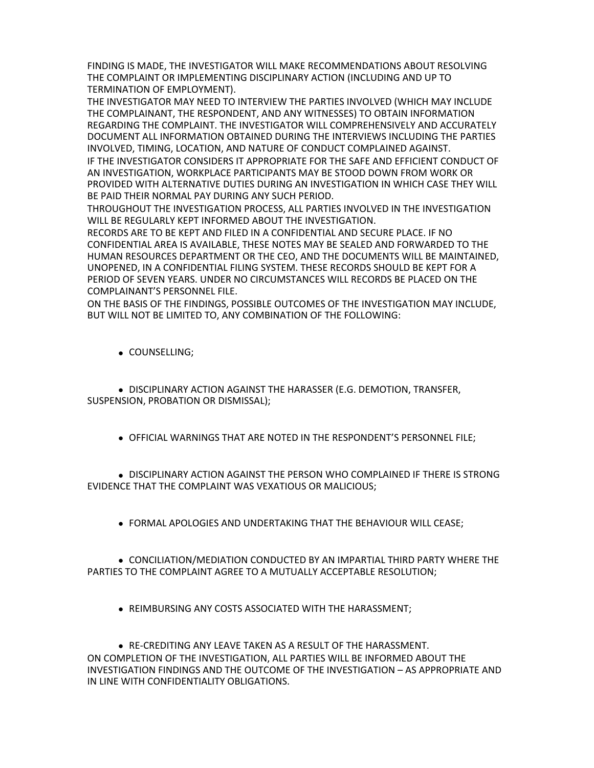FINDING IS MADE, THE INVESTIGATOR WILL MAKE RECOMMENDATIONS ABOUT RESOLVING THE COMPLAINT OR IMPLEMENTING DISCIPLINARY ACTION (INCLUDING AND UP TO TERMINATION OF EMPLOYMENT).

THE INVESTIGATOR MAY NEED TO INTERVIEW THE PARTIES INVOLVED (WHICH MAY INCLUDE THE COMPLAINANT, THE RESPONDENT, AND ANY WITNESSES) TO OBTAIN INFORMATION REGARDING THE COMPLAINT. THE INVESTIGATOR WILL COMPREHENSIVELY AND ACCURATELY DOCUMENT ALL INFORMATION OBTAINED DURING THE INTERVIEWS INCLUDING THE PARTIES INVOLVED, TIMING, LOCATION, AND NATURE OF CONDUCT COMPLAINED AGAINST.

IF THE INVESTIGATOR CONSIDERS IT APPROPRIATE FOR THE SAFE AND EFFICIENT CONDUCT OF AN INVESTIGATION, WORKPLACE PARTICIPANTS MAY BE STOOD DOWN FROM WORK OR PROVIDED WITH ALTERNATIVE DUTIES DURING AN INVESTIGATION IN WHICH CASE THEY WILL BE PAID THEIR NORMAL PAY DURING ANY SUCH PERIOD.

THROUGHOUT THE INVESTIGATION PROCESS, ALL PARTIES INVOLVED IN THE INVESTIGATION WILL BE REGULARLY KEPT INFORMED ABOUT THE INVESTIGATION.

RECORDS ARE TO BE KEPT AND FILED IN A CONFIDENTIAL AND SECURE PLACE. IF NO CONFIDENTIAL AREA IS AVAILABLE, THESE NOTES MAY BE SEALED AND FORWARDED TO THE HUMAN RESOURCES DEPARTMENT OR THE CEO, AND THE DOCUMENTS WILL BE MAINTAINED, UNOPENED, IN A CONFIDENTIAL FILING SYSTEM. THESE RECORDS SHOULD BE KEPT FOR A PERIOD OF SEVEN YEARS. UNDER NO CIRCUMSTANCES WILL RECORDS BE PLACED ON THE COMPLAINANT'S PERSONNEL FILE.

ON THE BASIS OF THE FINDINGS, POSSIBLE OUTCOMES OF THE INVESTIGATION MAY INCLUDE, BUT WILL NOT BE LIMITED TO, ANY COMBINATION OF THE FOLLOWING:

- COUNSELLING;
- DISCIPLINARY ACTION AGAINST THE HARASSER (E.G. DEMOTION, TRANSFER, SUSPENSION, PROBATION OR DISMISSAL);
- OFFICIAL WARNINGS THAT ARE NOTED IN THE RESPONDENT'S PERSONNEL FILE;
- DISCIPLINARY ACTION AGAINST THE PERSON WHO COMPLAINED IF THERE IS STRONG EVIDENCE THAT THE COMPLAINT WAS VEXATIOUS OR MALICIOUS;
- FORMAL APOLOGIES AND UNDERTAKING THAT THE BEHAVIOUR WILL CEASE;
- CONCILIATION/MEDIATION CONDUCTED BY AN IMPARTIAL THIRD PARTY WHERE THE PARTIES TO THE COMPLAINT AGREE TO A MUTUALLY ACCEPTABLE RESOLUTION;
- REIMBURSING ANY COSTS ASSOCIATED WITH THE HARASSMENT;
- RE-CREDITING ANY LEAVE TAKEN AS A RESULT OF THE HARASSMENT.

ON COMPLETION OF THE INVESTIGATION, ALL PARTIES WILL BE INFORMED ABOUT THE INVESTIGATION FINDINGS AND THE OUTCOME OF THE INVESTIGATION – AS APPROPRIATE AND IN LINE WITH CONFIDENTIALITY OBLIGATIONS.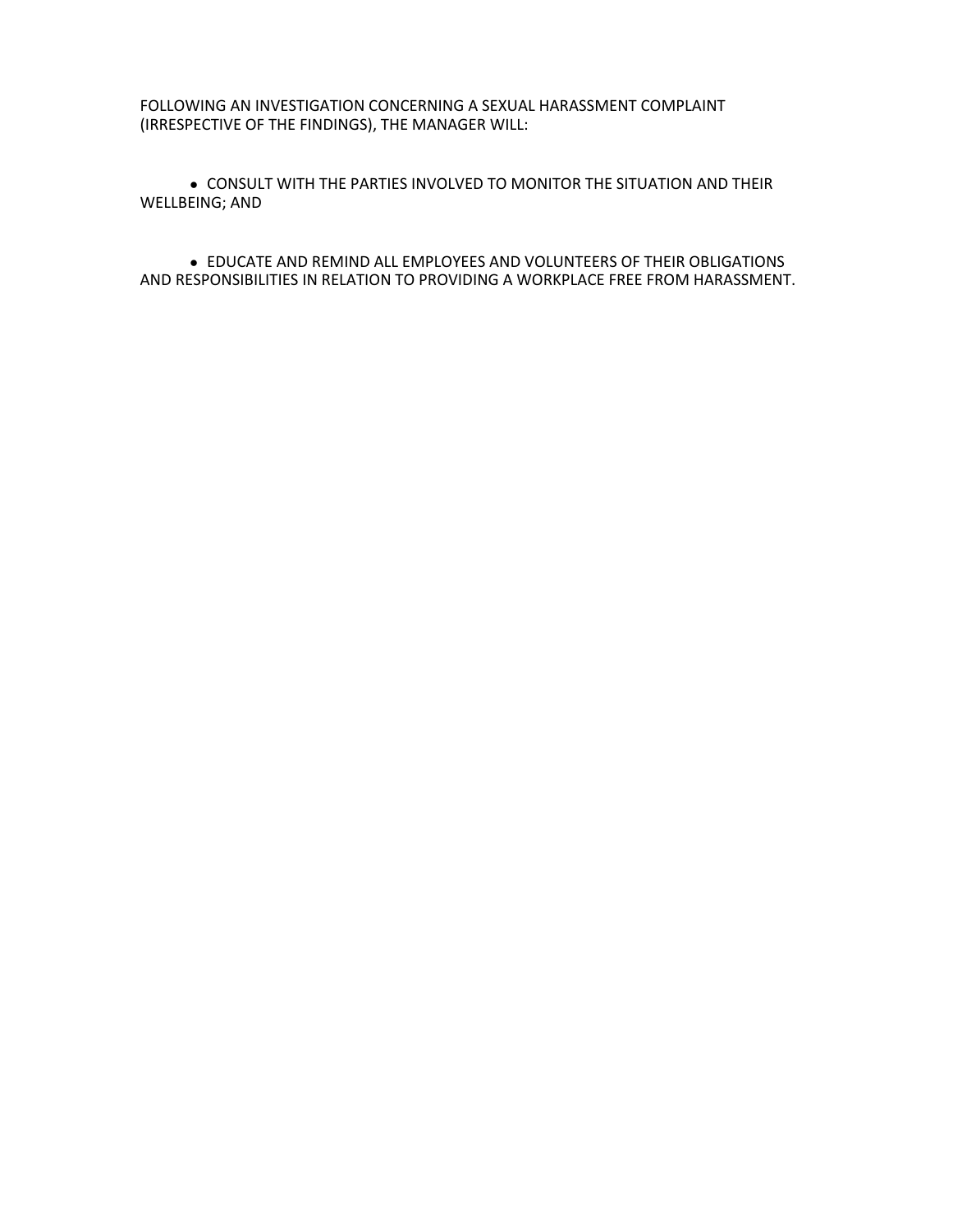FOLLOWING AN INVESTIGATION CONCERNING A SEXUAL HARASSMENT COMPLAINT (IRRESPECTIVE OF THE FINDINGS), THE MANAGER WILL:

- CONSULT WITH THE PARTIES INVOLVED TO MONITOR THE SITUATION AND THEIR WELLBEING; AND
- EDUCATE AND REMIND ALL EMPLOYEES AND VOLUNTEERS OF THEIR OBLIGATIONS AND RESPONSIBILITIES IN RELATION TO PROVIDING A WORKPLACE FREE FROM HARASSMENT.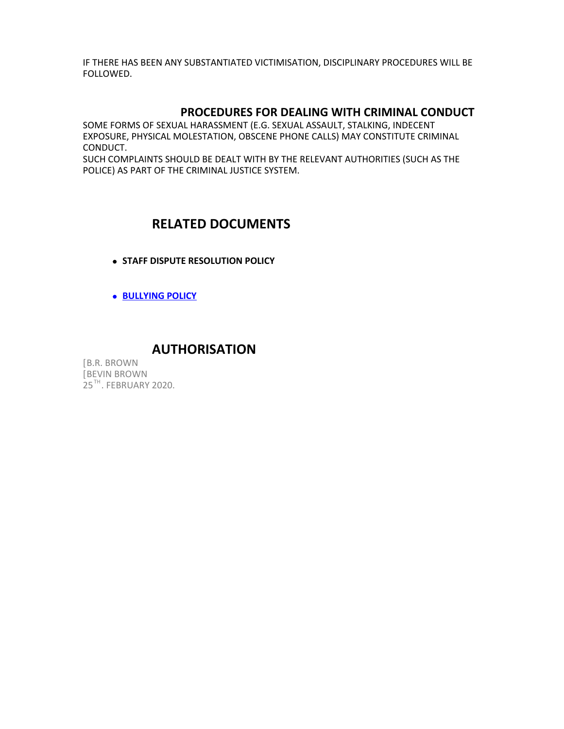IF THERE HAS BEEN ANY SUBSTANTIATED VICTIMISATION, DISCIPLINARY PROCEDURES WILL BE FOLLOWED.

## PROCEDURES FOR DEALING WITH CRIMINAL CONDUCT

SOME FORMS OF SEXUAL HARASSMENT (E.G. SEXUAL ASSAULT, STALKING, INDECENT EXPOSURE, PHYSICAL MOLESTATION, OBSCENE PHONE CALLS) MAY CONSTITUTE CRIMINAL CONDUCT.

SUCH COMPLAINTS SHOULD BE DEALT WITH BY THE RELEVANT AUTHORITIES (SUCH AS THE POLICE) AS PART OF THE CRIMINAL JUSTICE SYSTEM.

# RELATED DOCUMENTS

- **STAFF DISPUTE RESOLUTION POLICY**
- **BULLYING POLICY**

# AUTHORISATION

[B.R. BROWN
[BEVIN BROWN
25TH. FEBRUARY 2020.